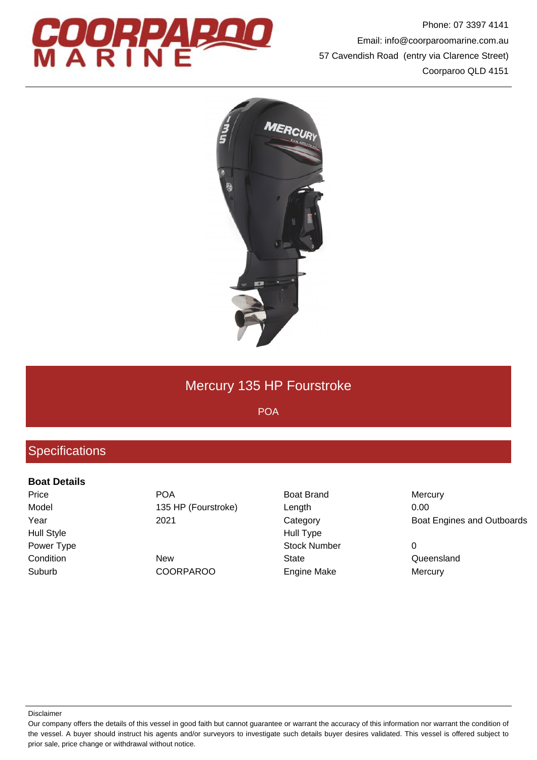Phone: 07 3397 4141
Email: info@coorparoomarine.com.au
57 Cavendish Road (entry via Clarence Street)
Coorparoo QLD 4151

# Mercury 135 HP Fourstroke

POA

## Specifications

### Boat Details

| | | | |
|---|---|---|---|
| Price | POA | Boat Brand | Mercury |
| Model | 135 HP (Fourstroke) | Length | 0.00 |
| Year | 2021 | Category | Boat Engines and Outboards |
| Hull Style | | Hull Type | |
| Power Type | | Stock Number | 0 |
| Condition | New | State | Queensland |
| Suburb | COORPAROO | Engine Make | Mercury |

Disclaimer

Our company offers the details of this vessel in good faith but cannot guarantee or warrant the accuracy of this information nor warrant the condition of the vessel. A buyer should instruct his agents and/or surveyors to investigate such details buyer desires validated. This vessel is offered subject to prior sale, price change or withdrawal without notice.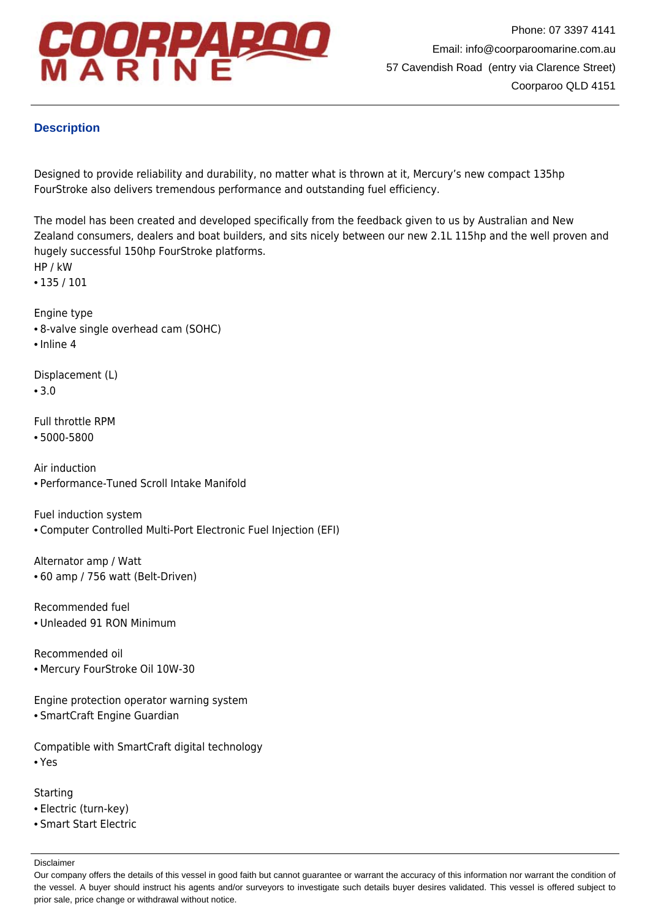## Description

Designed to provide reliability and durability, no matter what is thrown at it, Mercury's new compact 135hp FourStroke also delivers tremendous performance and outstanding fuel efficiency.

The model has been created and developed specifically from the feedback given to us by Australian and New Zealand consumers, dealers and boat builders, and sits nicely between our new 2.1L 115hp and the well proven and hugely successful 150hp FourStroke platforms.

HP / kW
- 135 / 101

Engine type
- 8-valve single overhead cam (SOHC)
- Inline 4

Displacement (L)
- 3.0

Full throttle RPM
- 5000-5800

Air induction
- Performance-Tuned Scroll Intake Manifold

Fuel induction system
- Computer Controlled Multi-Port Electronic Fuel Injection (EFI)

Alternator amp / Watt
- 60 amp / 756 watt (Belt-Driven)

Recommended fuel
- Unleaded 91 RON Minimum

Recommended oil
- Mercury FourStroke Oil 10W-30

Engine protection operator warning system
- SmartCraft Engine Guardian

Compatible with SmartCraft digital technology
- Yes

Starting
- Electric (turn-key)
- Smart Start Electric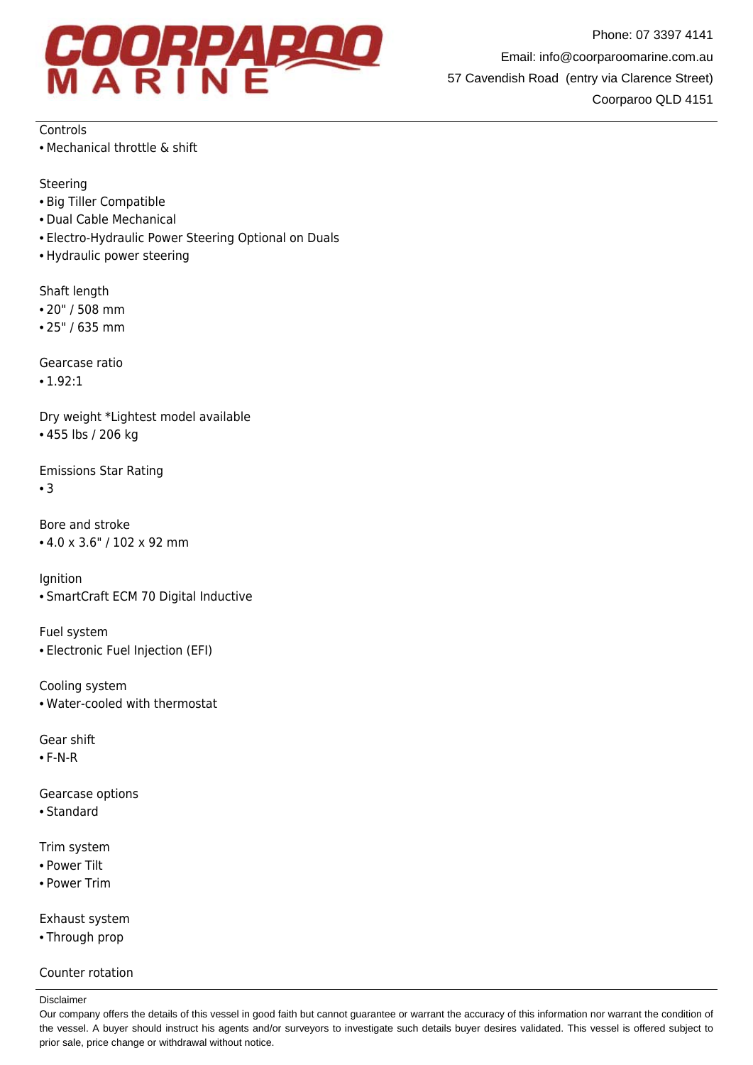Controls
- Mechanical throttle & shift

Steering
- Big Tiller Compatible
- Dual Cable Mechanical
- Electro-Hydraulic Power Steering Optional on Duals
- Hydraulic power steering

Shaft length
- 20" / 508 mm
- 25" / 635 mm

Gearcase ratio
- 1.92:1

Dry weight *Lightest model available
- 455 lbs / 206 kg

Emissions Star Rating
- 3

Bore and stroke
- 4.0 x 3.6" / 102 x 92 mm

Ignition
- SmartCraft ECM 70 Digital Inductive

Fuel system
- Electronic Fuel Injection (EFI)

Cooling system
- Water-cooled with thermostat

Gear shift
- F-N-R

Gearcase options
- Standard

Trim system
- Power Tilt
- Power Trim

Exhaust system
- Through prop

Counter rotation

Disclaimer

Our company offers the details of this vessel in good faith but cannot guarantee or warrant the accuracy of this information nor warrant the condition of the vessel. A buyer should instruct his agents and/or surveyors to investigate such details buyer desires validated. This vessel is offered subject to prior sale, price change or withdrawal without notice.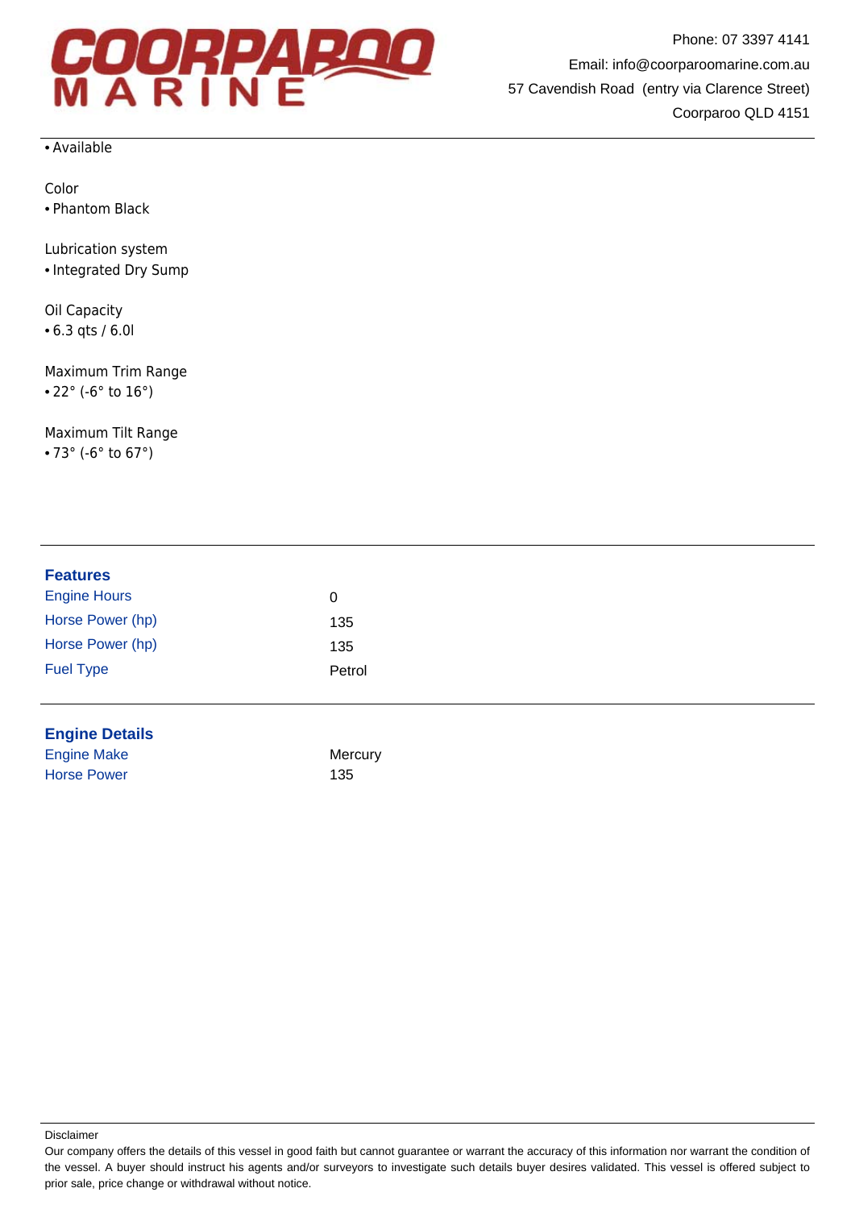• Available

Color
• Phantom Black

Lubrication system
• Integrated Dry Sump

Oil Capacity
• 6.3 qts / 6.0l

Maximum Trim Range
• 22° (-6° to 16°)

Maximum Tilt Range
• 73° (-6° to 67°)

## Features

| | |
|---|---|
| Engine Hours | 0 |
| Horse Power (hp) | 135 |
| Horse Power (hp) | 135 |
| Fuel Type | Petrol |

## Engine Details

| | |
|---|---|
| Engine Make | Mercury |
| Horse Power | 135 |

Disclaimer

Our company offers the details of this vessel in good faith but cannot guarantee or warrant the accuracy of this information nor warrant the condition of the vessel. A buyer should instruct his agents and/or surveyors to investigate such details buyer desires validated. This vessel is offered subject to prior sale, price change or withdrawal without notice.